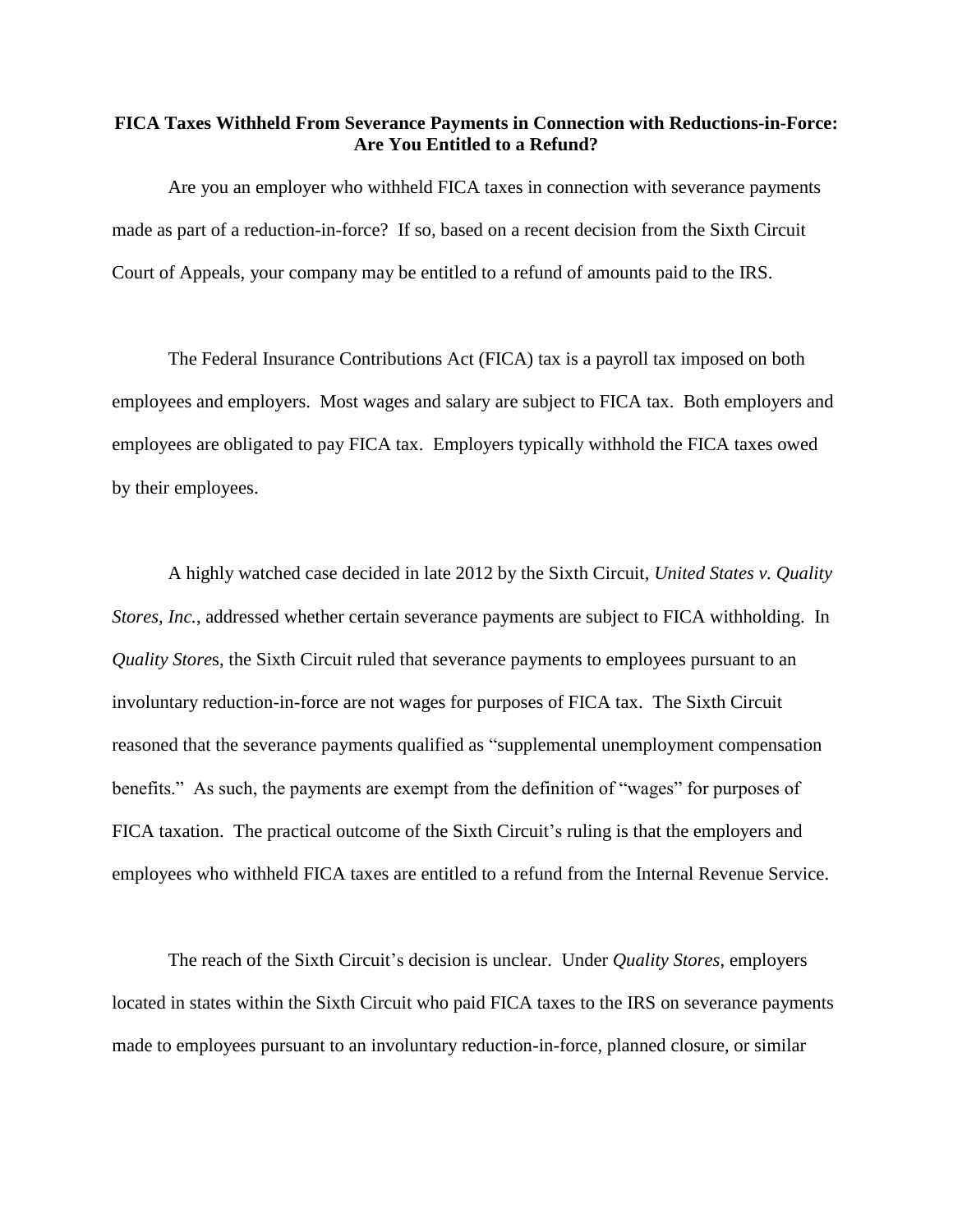**FICA Taxes Withheld From Severance Payments in Connection with Reductions-in-Force: Are You Entitled to a Refund?**

Are you an employer who withheld FICA taxes in connection with severance payments made as part of a reduction-in-force? If so, based on a recent decision from the Sixth Circuit Court of Appeals, your company may be entitled to a refund of amounts paid to the IRS.

The Federal Insurance Contributions Act (FICA) tax is a payroll tax imposed on both employees and employers. Most wages and salary are subject to FICA tax. Both employers and employees are obligated to pay FICA tax. Employers typically withhold the FICA taxes owed by their employees.

A highly watched case decided in late 2012 by the Sixth Circuit, *United States v. Quality Stores, Inc.*, addressed whether certain severance payments are subject to FICA withholding. In *Quality Stores*, the Sixth Circuit ruled that severance payments to employees pursuant to an involuntary reduction-in-force are not wages for purposes of FICA tax. The Sixth Circuit reasoned that the severance payments qualified as "supplemental unemployment compensation benefits." As such, the payments are exempt from the definition of "wages" for purposes of FICA taxation. The practical outcome of the Sixth Circuit's ruling is that the employers and employees who withheld FICA taxes are entitled to a refund from the Internal Revenue Service.

The reach of the Sixth Circuit's decision is unclear. Under *Quality Stores*, employers located in states within the Sixth Circuit who paid FICA taxes to the IRS on severance payments made to employees pursuant to an involuntary reduction-in-force, planned closure, or similar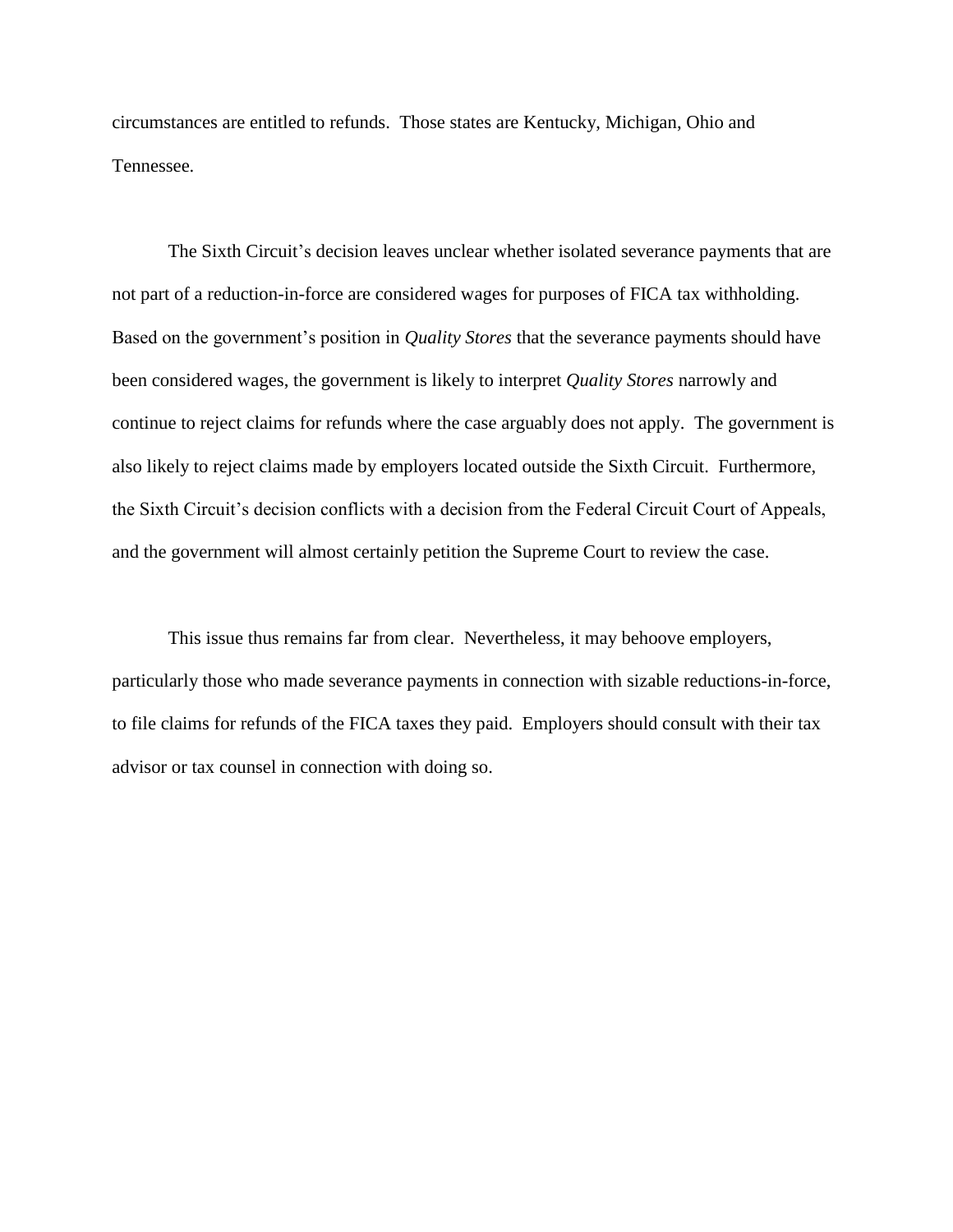circumstances are entitled to refunds. Those states are Kentucky, Michigan, Ohio and Tennessee.

The Sixth Circuit's decision leaves unclear whether isolated severance payments that are not part of a reduction-in-force are considered wages for purposes of FICA tax withholding. Based on the government's position in *Quality Stores* that the severance payments should have been considered wages, the government is likely to interpret *Quality Stores* narrowly and continue to reject claims for refunds where the case arguably does not apply. The government is also likely to reject claims made by employers located outside the Sixth Circuit. Furthermore, the Sixth Circuit's decision conflicts with a decision from the Federal Circuit Court of Appeals, and the government will almost certainly petition the Supreme Court to review the case.

This issue thus remains far from clear. Nevertheless, it may behoove employers, particularly those who made severance payments in connection with sizable reductions-in-force, to file claims for refunds of the FICA taxes they paid. Employers should consult with their tax advisor or tax counsel in connection with doing so.